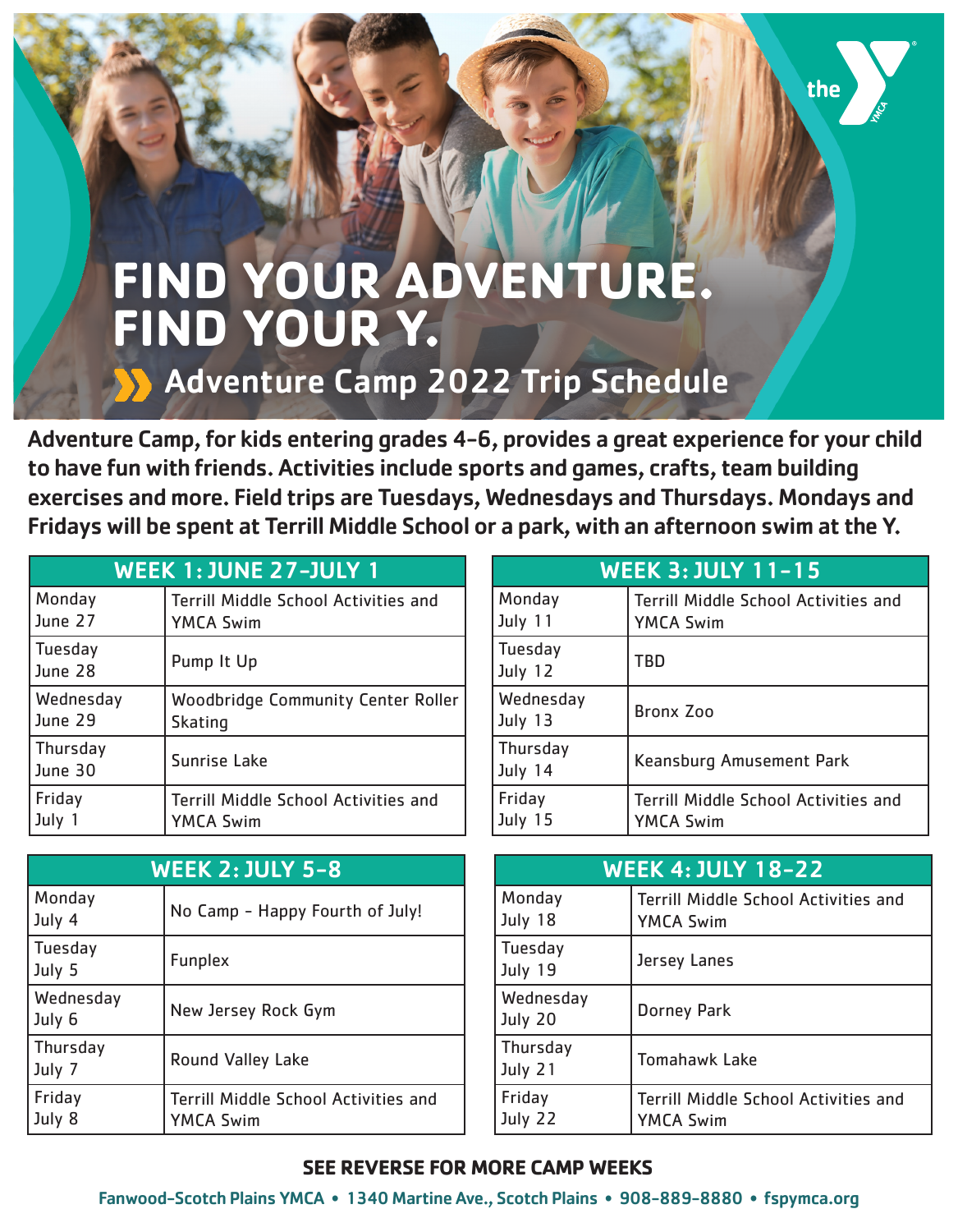# FIND YOUR ADVENTURE. FIND YOUR Y.

## Adventure Camp 2022 Trip Schedule

**Adventure Camp, for kids entering grades 4-6, provides a great experience for your child to have fun with friends. Activities include sports and games, crafts, team building exercises and more. Field trips are Tuesdays, Wednesdays and Thursdays. Mondays and Fridays will be spent at Terrill Middle School or a park, with an afternoon swim at the Y.**

| WEEK 1: JUNE 27-JULY 1 | |
|---|---|
| Monday June 27 | Terrill Middle School Activities and YMCA Swim |
| Tuesday June 28 | Pump It Up |
| Wednesday June 29 | Woodbridge Community Center Roller Skating |
| Thursday June 30 | Sunrise Lake |
| Friday July 1 | Terrill Middle School Activities and YMCA Swim |

| WEEK 2: JULY 5-8 | |
|---|---|
| Monday July 4 | No Camp - Happy Fourth of July! |
| Tuesday July 5 | Funplex |
| Wednesday July 6 | New Jersey Rock Gym |
| Thursday July 7 | Round Valley Lake |
| Friday July 8 | Terrill Middle School Activities and YMCA Swim |

| WEEK 3: JULY 11-15 | |
|---|---|
| Monday July 11 | Terrill Middle School Activities and YMCA Swim |
| Tuesday July 12 | TBD |
| Wednesday July 13 | Bronx Zoo |
| Thursday July 14 | Keansburg Amusement Park |
| Friday July 15 | Terrill Middle School Activities and YMCA Swim |

| WEEK 4: JULY 18-22 | |
|---|---|
| Monday July 18 | Terrill Middle School Activities and YMCA Swim |
| Tuesday July 19 | Jersey Lanes |
| Wednesday July 20 | Dorney Park |
| Thursday July 21 | Tomahawk Lake |
| Friday July 22 | Terrill Middle School Activities and YMCA Swim |

**SEE REVERSE FOR MORE CAMP WEEKS**

Fanwood-Scotch Plains YMCA • 1340 Martine Ave., Scotch Plains • 908-889-8880 • fspymca.org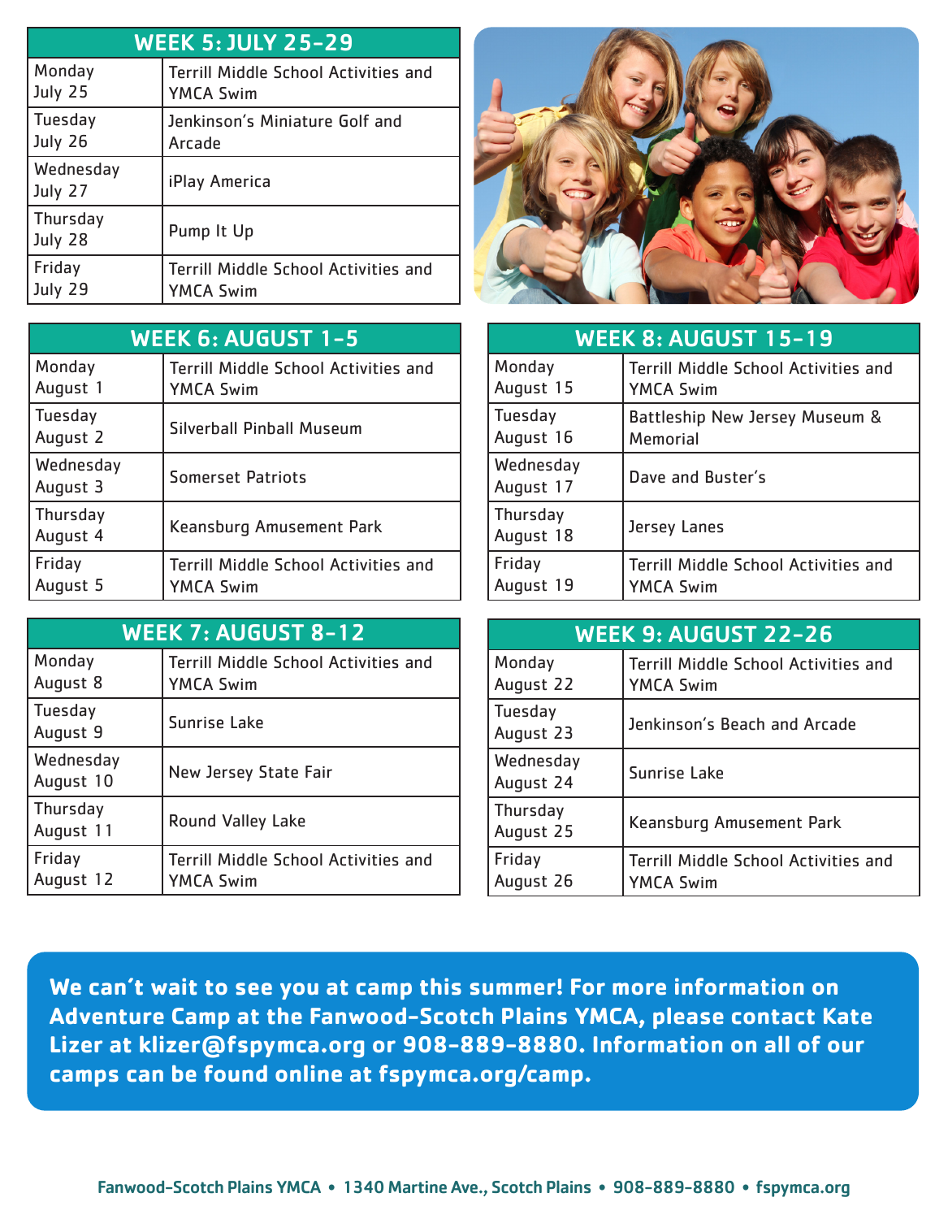| WEEK 5: JULY 25-29 | |
| --- | --- |
| Monday July 25 | Terrill Middle School Activities and YMCA Swim |
| Tuesday July 26 | Jenkinson's Miniature Golf and Arcade |
| Wednesday July 27 | iPlay America |
| Thursday July 28 | Pump It Up |
| Friday July 29 | Terrill Middle School Activities and YMCA Swim |

| WEEK 6: AUGUST 1-5 | |
| --- | --- |
| Monday August 1 | Terrill Middle School Activities and YMCA Swim |
| Tuesday August 2 | Silverball Pinball Museum |
| Wednesday August 3 | Somerset Patriots |
| Thursday August 4 | Keansburg Amusement Park |
| Friday August 5 | Terrill Middle School Activities and YMCA Swim |

| WEEK 7: AUGUST 8-12 | |
| --- | --- |
| Monday August 8 | Terrill Middle School Activities and YMCA Swim |
| Tuesday August 9 | Sunrise Lake |
| Wednesday August 10 | New Jersey State Fair |
| Thursday August 11 | Round Valley Lake |
| Friday August 12 | Terrill Middle School Activities and YMCA Swim |

| WEEK 8: AUGUST 15-19 | |
| --- | --- |
| Monday August 15 | Terrill Middle School Activities and YMCA Swim |
| Tuesday August 16 | Battleship New Jersey Museum & Memorial |
| Wednesday August 17 | Dave and Buster's |
| Thursday August 18 | Jersey Lanes |
| Friday August 19 | Terrill Middle School Activities and YMCA Swim |

| WEEK 9: AUGUST 22-26 | |
| --- | --- |
| Monday August 22 | Terrill Middle School Activities and YMCA Swim |
| Tuesday August 23 | Jenkinson's Beach and Arcade |
| Wednesday August 24 | Sunrise Lake |
| Thursday August 25 | Keansburg Amusement Park |
| Friday August 26 | Terrill Middle School Activities and YMCA Swim |

**We can't wait to see you at camp this summer! For more information on Adventure Camp at the Fanwood-Scotch Plains YMCA, please contact Kate Lizer at klizer@fspymca.org or 908-889-8880. Information on all of our camps can be found online at fspymca.org/camp.**

Fanwood-Scotch Plains YMCA • 1340 Martine Ave., Scotch Plains • 908-889-8880 • fspymca.org